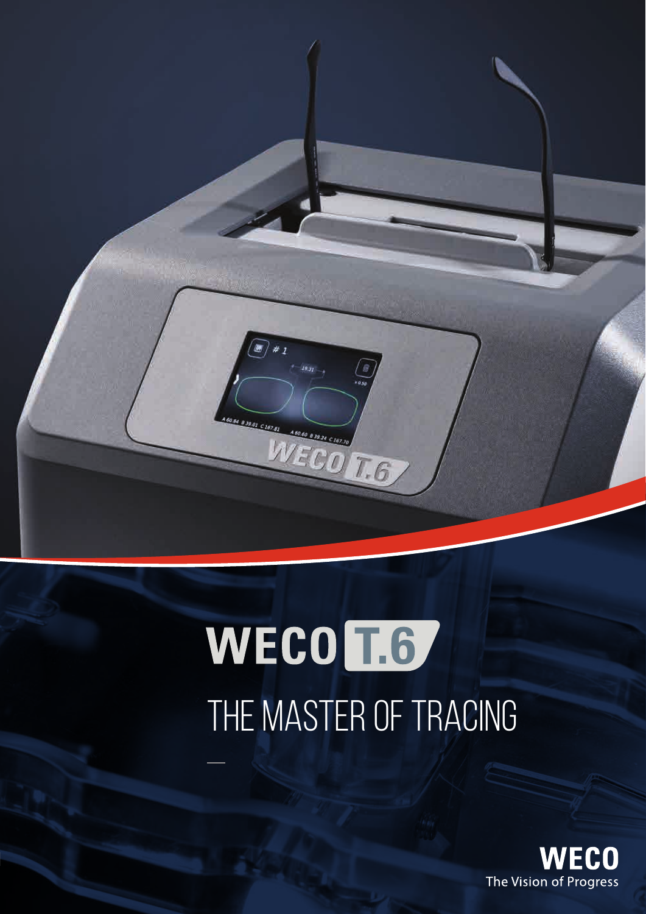# WECO T.6

## THE MASTER OF TRACING

WECO
The Vision of Progress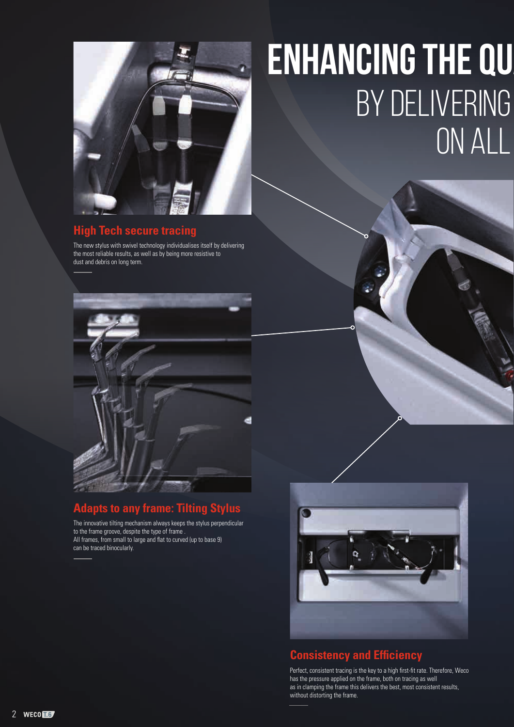# ENHANCING THE QU
## BY DELIVERING
## ON ALL

### High Tech secure tracing

The new stylus with swivel technology individualises itself by delivering the most reliable results, as well as by being more resistive to dust and debris on long term.

### Adapts to any frame: Tilting Stylus

The innovative tilting mechanism always keeps the stylus perpendicular to the frame groove, despite the type of frame .
All frames, from small to large and flat to curved (up to base 9) can be traced binocularly.

### Consistency and Efficiency

Perfect, consistent tracing is the key to a high first-fit rate. Therefore, Weco has the pressure applied on the frame, both on tracing as well as in clamping the frame this delivers the best, most consistent results, without distorting the frame.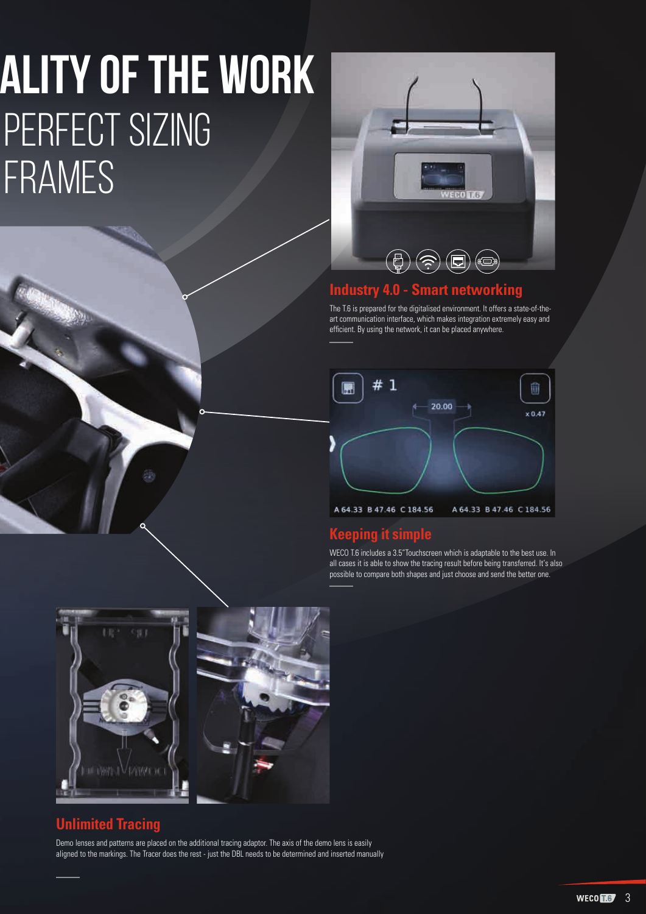# ALITY OF THE WORK

## PERFECT SIZING FRAMES

### Industry 4.0 - Smart networking

The T.6 is prepared for the digitalised environment. It offers a state-of-the-art communication interface, which makes integration extremely easy and efficient. By using the network, it can be placed anywhere.

### Keeping it simple

WECO T.6 includes a 3.5"Touchscreen which is adaptable to the best use. In all cases it is able to show the tracing result before being transferred. It's also possible to compare both shapes and just choose and send the better one.

### Unlimited Tracing

Demo lenses and patterns are placed on the additional tracing adaptor. The axis of the demo lens is easily aligned to the markings. The Tracer does the rest - just the DBL needs to be determined and inserted manually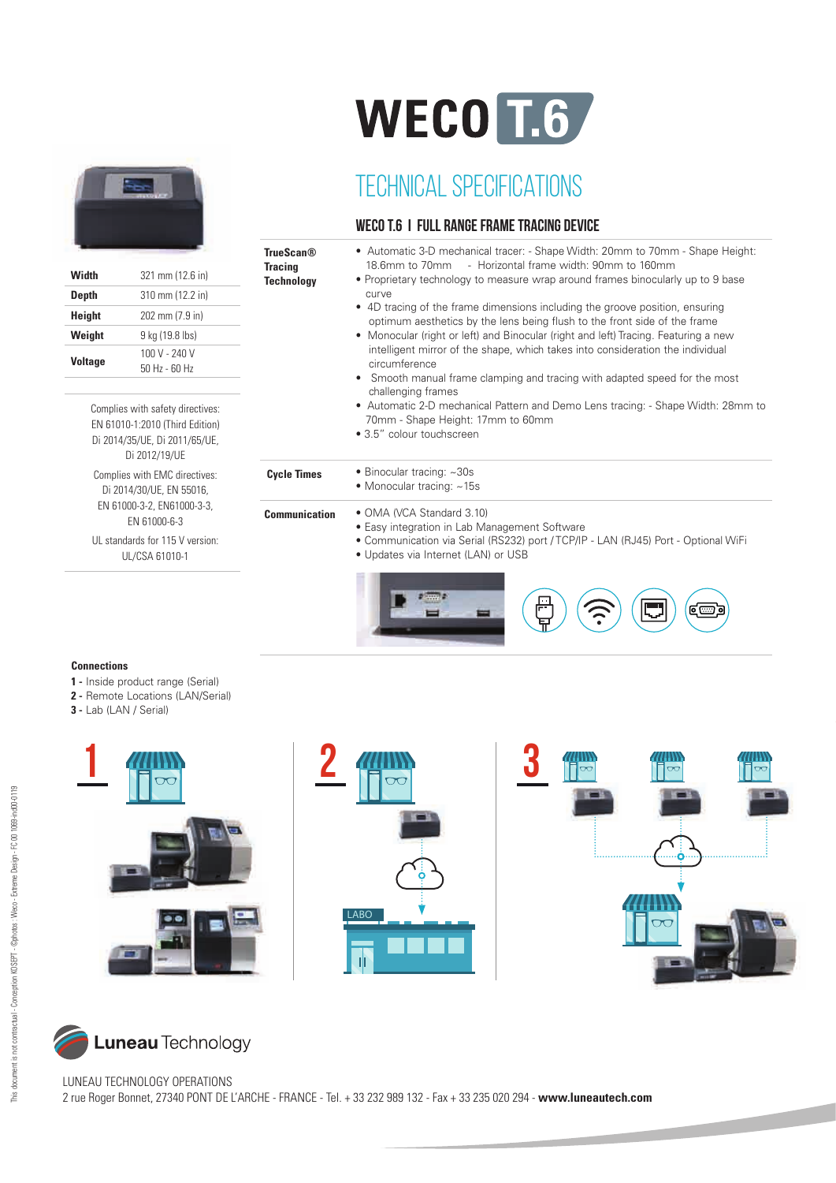# WECO T.6

## TECHNICAL SPECIFICATIONS

| | |
|---|---|
| **Width** | 321 mm (12.6 in) |
| **Depth** | 310 mm (12.2 in) |
| **Height** | 202 mm (7.9 in) |
| **Weight** | 9 kg (19.8 lbs) |
| **Voltage** | 100 V - 240 V 50 Hz - 60 Hz |

Complies with safety directives: EN 61010-1:2010 (Third Edition) Di 2014/35/UE, Di 2011/65/UE, Di 2012/19/UE

Complies with EMC directives: Di 2014/30/UE, EN 55016, EN 61000-3-2, EN61000-3-3, EN 61000-6-3

UL standards for 115 V version: UL/CSA 61010-1

### WECO T.6 I FULL RANGE FRAME TRACING DEVICE

| | |
|---|---|
| **TrueScan® Tracing Technology** | • Automatic 3-D mechanical tracer: - Shape Width: 20mm to 70mm - Shape Height: 18.6mm to 70mm - Horizontal frame width: 90mm to 160mm<br>• Proprietary technology to measure wrap around frames binocularly up to 9 base curve<br>• 4D tracing of the frame dimensions including the groove position, ensuring optimum aesthetics by the lens being flush to the front side of the frame<br>• Monocular (right or left) and Binocular (right and left) Tracing. Featuring a new intelligent mirror of the shape, which takes into consideration the individual circumference<br>• Smooth manual frame clamping and tracing with adapted speed for the most challenging frames<br>• Automatic 2-D mechanical Pattern and Demo Lens tracing: - Shape Width: 28mm to 70mm - Shape Height: 17mm to 60mm<br>• 3.5" colour touchscreen |
| **Cycle Times** | • Binocular tracing: ~30s<br>• Monocular tracing: ~15s |
| **Communication** | • OMA (VCA Standard 3.10)<br>• Easy integration in Lab Management Software<br>• Communication via Serial (RS232) port / TCP/IP - LAN (RJ45) Port - Optional WiFi<br>• Updates via Internet (LAN) or USB |

**Connections**

1 - Inside product range (Serial)
2 - Remote Locations (LAN/Serial)
3 - Lab (LAN / Serial)

1

2

LABO

3

Luneau Technology

LUNEAU TECHNOLOGY OPERATIONS
2 rue Roger Bonnet, 27340 PONT DE L'ARCHE - FRANCE - Tel. + 33 232 989 132 - Fax + 33 235 020 294 - **www.luneautech.com**

This document is not contractual - Conception KOSEPT - ©photos : Weco - Extreme Design - FC 00 1069-ind00-0119